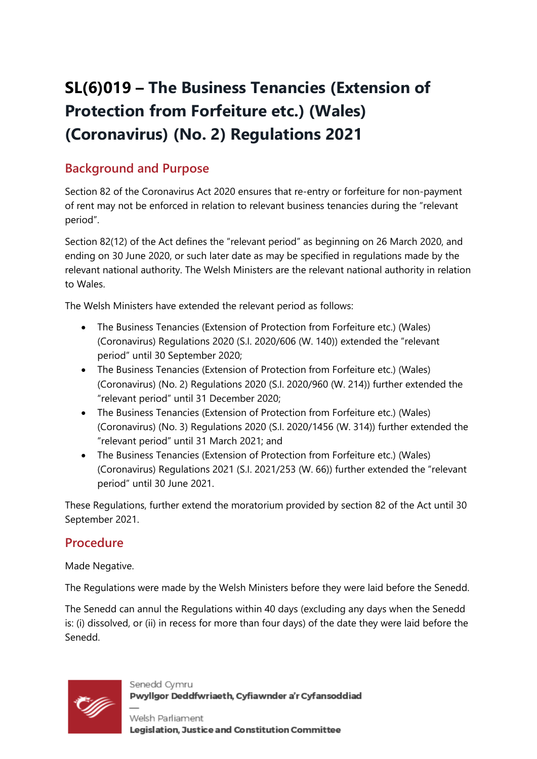# SL(6)019 – The Business Tenancies (Extension of Protection from Forfeiture etc.) (Wales) (Coronavirus) (No. 2) Regulations 2021

## Background and Purpose

Section 82 of the Coronavirus Act 2020 ensures that re-entry or forfeiture for non-payment of rent may not be enforced in relation to relevant business tenancies during the "relevant period".

Section 82(12) of the Act defines the "relevant period" as beginning on 26 March 2020, and ending on 30 June 2020, or such later date as may be specified in regulations made by the relevant national authority. The Welsh Ministers are the relevant national authority in relation to Wales.

The Welsh Ministers have extended the relevant period as follows:

- The Business Tenancies (Extension of Protection from Forfeiture etc.) (Wales) (Coronavirus) Regulations 2020 (S.I. 2020/606 (W. 140)) extended the "relevant period" until 30 September 2020;
- The Business Tenancies (Extension of Protection from Forfeiture etc.) (Wales) (Coronavirus) (No. 2) Regulations 2020 (S.I. 2020/960 (W. 214)) further extended the "relevant period" until 31 December 2020;
- The Business Tenancies (Extension of Protection from Forfeiture etc.) (Wales) (Coronavirus) (No. 3) Regulations 2020 (S.I. 2020/1456 (W. 314)) further extended the "relevant period" until 31 March 2021; and
- The Business Tenancies (Extension of Protection from Forfeiture etc.) (Wales) (Coronavirus) Regulations 2021 (S.I. 2021/253 (W. 66)) further extended the "relevant period" until 30 June 2021.

These Regulations, further extend the moratorium provided by section 82 of the Act until 30 September 2021.

## Procedure

Made Negative.

The Regulations were made by the Welsh Ministers before they were laid before the Senedd.

The Senedd can annul the Regulations within 40 days (excluding any days when the Senedd is: (i) dissolved, or (ii) in recess for more than four days) of the date they were laid before the Senedd.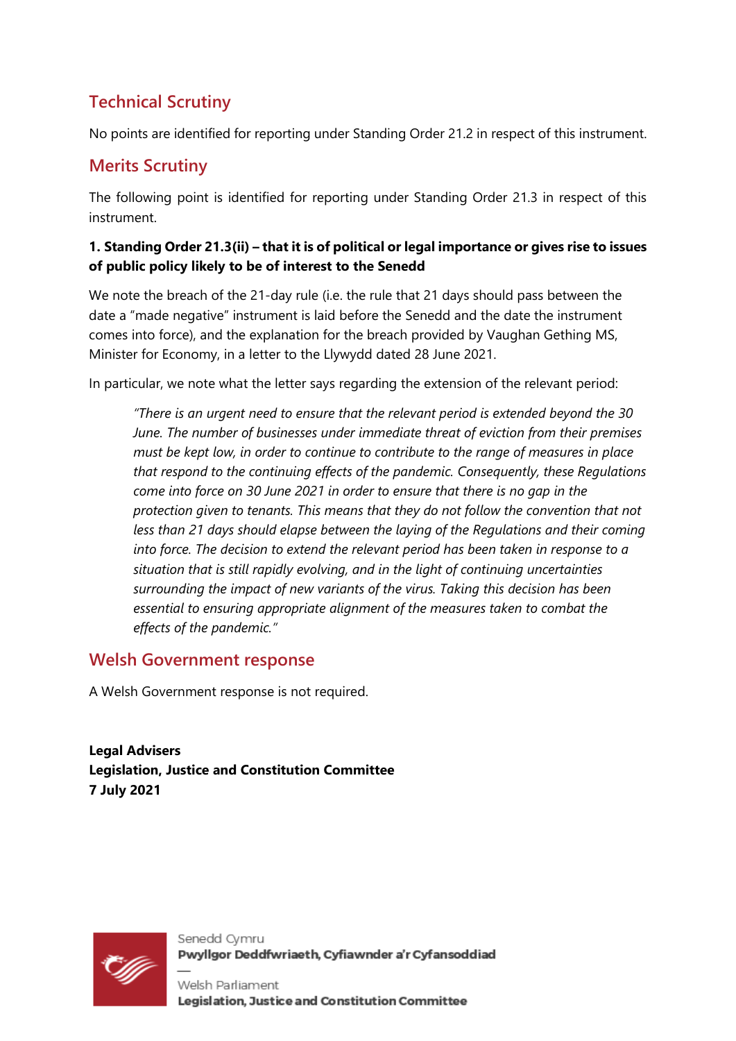## Technical Scrutiny

No points are identified for reporting under Standing Order 21.2 in respect of this instrument.

## Merits Scrutiny

The following point is identified for reporting under Standing Order 21.3 in respect of this instrument.

### 1. Standing Order 21.3(ii) – that it is of political or legal importance or gives rise to issues of public policy likely to be of interest to the Senedd

We note the breach of the 21-day rule (i.e. the rule that 21 days should pass between the date a "made negative" instrument is laid before the Senedd and the date the instrument comes into force), and the explanation for the breach provided by Vaughan Gething MS, Minister for Economy, in a letter to the Llywydd dated 28 June 2021.

In particular, we note what the letter says regarding the extension of the relevant period:

> *"There is an urgent need to ensure that the relevant period is extended beyond the 30 June. The number of businesses under immediate threat of eviction from their premises must be kept low, in order to continue to contribute to the range of measures in place that respond to the continuing effects of the pandemic. Consequently, these Regulations come into force on 30 June 2021 in order to ensure that there is no gap in the protection given to tenants. This means that they do not follow the convention that not less than 21 days should elapse between the laying of the Regulations and their coming into force. The decision to extend the relevant period has been taken in response to a situation that is still rapidly evolving, and in the light of continuing uncertainties surrounding the impact of new variants of the virus. Taking this decision has been essential to ensuring appropriate alignment of the measures taken to combat the effects of the pandemic."*

## Welsh Government response

A Welsh Government response is not required.

**Legal Advisers**
**Legislation, Justice and Constitution Committee**
**7 July 2021**

Senedd Cymru
**Pwyllgor Deddfwriaeth, Cyfiawnder a'r Cyfansoddiad**

Welsh Parliament
**Legislation, Justice and Constitution Committee**